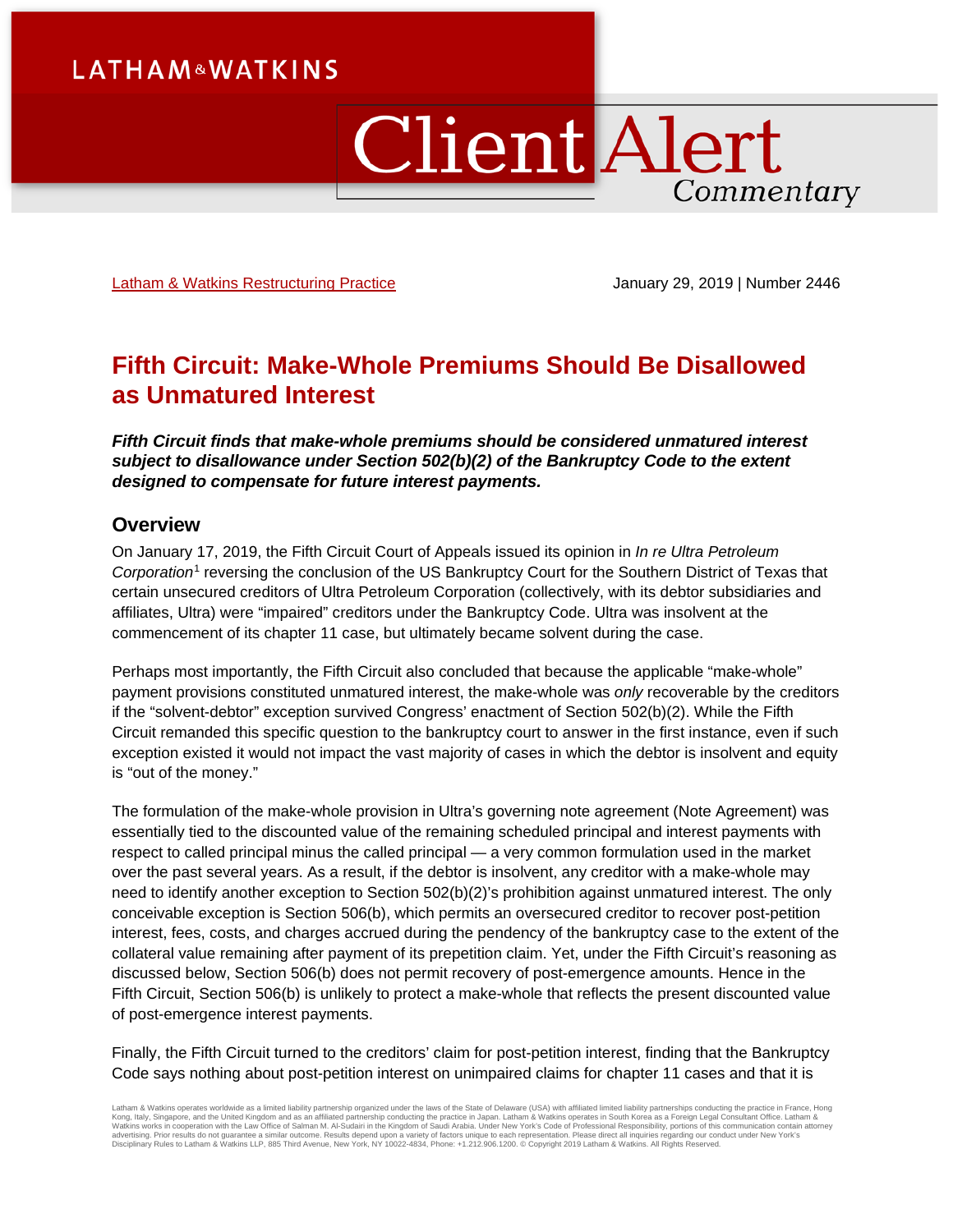LATHAM&WATKINS

# Client Alert Commentary

Latham & Watkins Restructuring Practice

January 29, 2019 | Number 2446

# Fifth Circuit: Make-Whole Premiums Should Be Disallowed as Unmatured Interest

***Fifth Circuit finds that make-whole premiums should be considered unmatured interest subject to disallowance under Section 502(b)(2) of the Bankruptcy Code to the extent designed to compensate for future interest payments.***

## Overview

On January 17, 2019, the Fifth Circuit Court of Appeals issued its opinion in *In re Ultra Petroleum Corporation*[1] reversing the conclusion of the US Bankruptcy Court for the Southern District of Texas that certain unsecured creditors of Ultra Petroleum Corporation (collectively, with its debtor subsidiaries and affiliates, Ultra) were "impaired" creditors under the Bankruptcy Code. Ultra was insolvent at the commencement of its chapter 11 case, but ultimately became solvent during the case.

Perhaps most importantly, the Fifth Circuit also concluded that because the applicable "make-whole" payment provisions constituted unmatured interest, the make-whole was *only* recoverable by the creditors if the "solvent-debtor" exception survived Congress' enactment of Section 502(b)(2). While the Fifth Circuit remanded this specific question to the bankruptcy court to answer in the first instance, even if such exception existed it would not impact the vast majority of cases in which the debtor is insolvent and equity is "out of the money."

The formulation of the make-whole provision in Ultra's governing note agreement (Note Agreement) was essentially tied to the discounted value of the remaining scheduled principal and interest payments with respect to called principal minus the called principal — a very common formulation used in the market over the past several years. As a result, if the debtor is insolvent, any creditor with a make-whole may need to identify another exception to Section 502(b)(2)'s prohibition against unmatured interest. The only conceivable exception is Section 506(b), which permits an oversecured creditor to recover post-petition interest, fees, costs, and charges accrued during the pendency of the bankruptcy case to the extent of the collateral value remaining after payment of its prepetition claim. Yet, under the Fifth Circuit's reasoning as discussed below, Section 506(b) does not permit recovery of post-emergence amounts. Hence in the Fifth Circuit, Section 506(b) is unlikely to protect a make-whole that reflects the present discounted value of post-emergence interest payments.

Finally, the Fifth Circuit turned to the creditors' claim for post-petition interest, finding that the Bankruptcy Code says nothing about post-petition interest on unimpaired claims for chapter 11 cases and that it is

Latham & Watkins operates worldwide as a limited liability partnership organized under the laws of the State of Delaware (USA) with affiliated limited liability partnerships conducting the practice in France, Hong Kong, Italy, Singapore, and the United Kingdom and as an affiliated partnership conducting the practice in Japan. Latham & Watkins operates in South Korea as a Foreign Legal Consultant Office. Latham & Watkins works in cooperation with the Law Office of Salman M. Al-Sudairi in the Kingdom of Saudi Arabia. Under New York's Code of Professional Responsibility, portions of this communication contain attorney advertising. Prior results do not guarantee a similar outcome. Results depend upon a variety of factors unique to each representation. Please direct all inquiries regarding our conduct under New York's Disciplinary Rules to Latham & Watkins LLP, 885 Third Avenue, New York, NY 10022-4834, Phone: +1.212.906.1200. © Copyright 2019 Latham & Watkins. All Rights Reserved.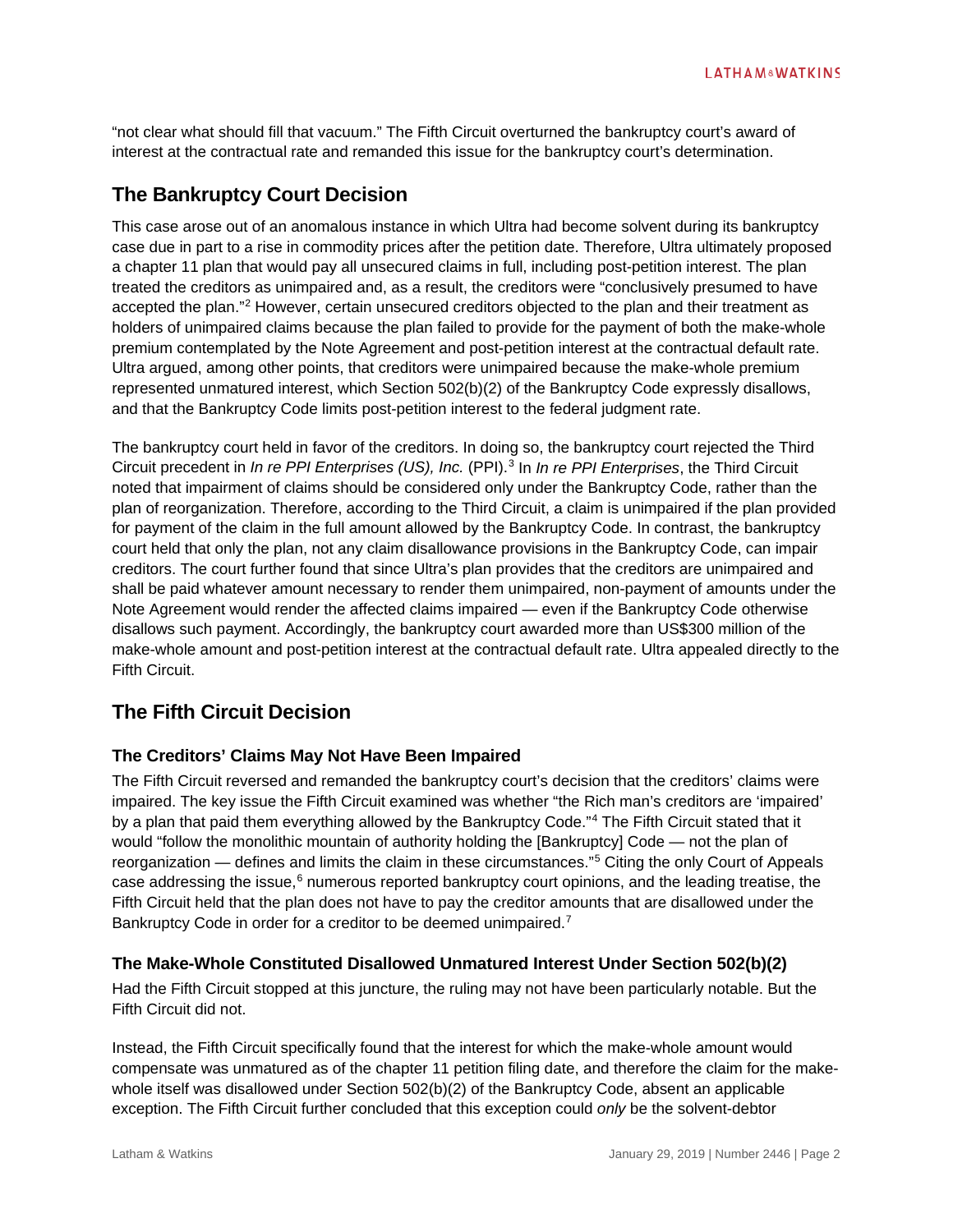"not clear what should fill that vacuum." The Fifth Circuit overturned the bankruptcy court's award of interest at the contractual rate and remanded this issue for the bankruptcy court's determination.

## The Bankruptcy Court Decision

This case arose out of an anomalous instance in which Ultra had become solvent during its bankruptcy case due in part to a rise in commodity prices after the petition date. Therefore, Ultra ultimately proposed a chapter 11 plan that would pay all unsecured claims in full, including post-petition interest. The plan treated the creditors as unimpaired and, as a result, the creditors were "conclusively presumed to have accepted the plan."[2] However, certain unsecured creditors objected to the plan and their treatment as holders of unimpaired claims because the plan failed to provide for the payment of both the make-whole premium contemplated by the Note Agreement and post-petition interest at the contractual default rate. Ultra argued, among other points, that creditors were unimpaired because the make-whole premium represented unmatured interest, which Section 502(b)(2) of the Bankruptcy Code expressly disallows, and that the Bankruptcy Code limits post-petition interest to the federal judgment rate.

The bankruptcy court held in favor of the creditors. In doing so, the bankruptcy court rejected the Third Circuit precedent in *In re PPI Enterprises (US), Inc.* (PPI).[3] In *In re PPI Enterprises*, the Third Circuit noted that impairment of claims should be considered only under the Bankruptcy Code, rather than the plan of reorganization. Therefore, according to the Third Circuit, a claim is unimpaired if the plan provided for payment of the claim in the full amount allowed by the Bankruptcy Code. In contrast, the bankruptcy court held that only the plan, not any claim disallowance provisions in the Bankruptcy Code, can impair creditors. The court further found that since Ultra's plan provides that the creditors are unimpaired and shall be paid whatever amount necessary to render them unimpaired, non-payment of amounts under the Note Agreement would render the affected claims impaired — even if the Bankruptcy Code otherwise disallows such payment. Accordingly, the bankruptcy court awarded more than US$300 million of the make-whole amount and post-petition interest at the contractual default rate. Ultra appealed directly to the Fifth Circuit.

## The Fifth Circuit Decision

### The Creditors' Claims May Not Have Been Impaired

The Fifth Circuit reversed and remanded the bankruptcy court's decision that the creditors' claims were impaired. The key issue the Fifth Circuit examined was whether "the Rich man's creditors are 'impaired' by a plan that paid them everything allowed by the Bankruptcy Code."[4] The Fifth Circuit stated that it would "follow the monolithic mountain of authority holding the [Bankruptcy] Code — not the plan of reorganization — defines and limits the claim in these circumstances."[5] Citing the only Court of Appeals case addressing the issue,[6] numerous reported bankruptcy court opinions, and the leading treatise, the Fifth Circuit held that the plan does not have to pay the creditor amounts that are disallowed under the Bankruptcy Code in order for a creditor to be deemed unimpaired.[7]

### The Make-Whole Constituted Disallowed Unmatured Interest Under Section 502(b)(2)

Had the Fifth Circuit stopped at this juncture, the ruling may not have been particularly notable. But the Fifth Circuit did not.

Instead, the Fifth Circuit specifically found that the interest for which the make-whole amount would compensate was unmatured as of the chapter 11 petition filing date, and therefore the claim for the make-whole itself was disallowed under Section 502(b)(2) of the Bankruptcy Code, absent an applicable exception. The Fifth Circuit further concluded that this exception could *only* be the solvent-debtor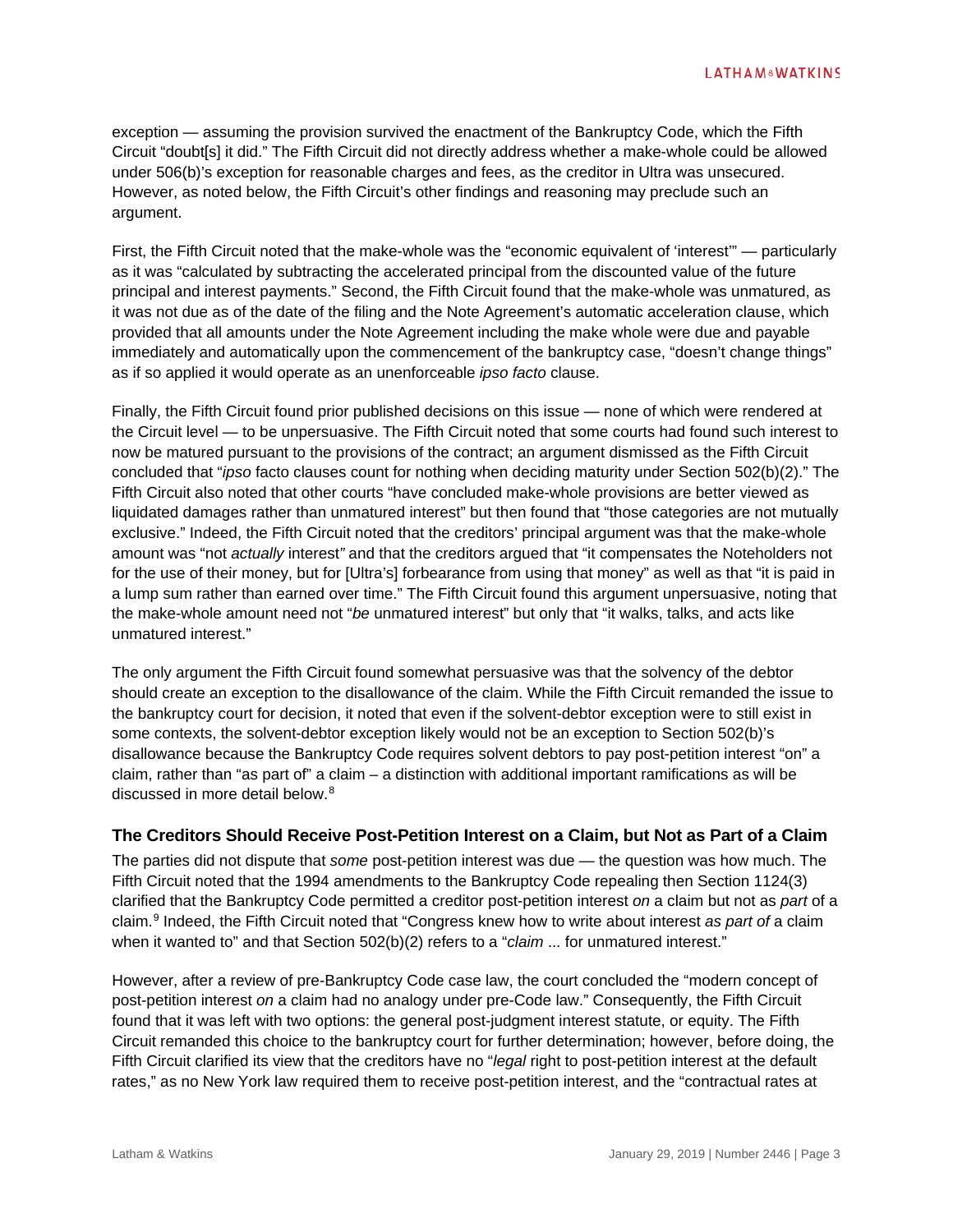exception — assuming the provision survived the enactment of the Bankruptcy Code, which the Fifth Circuit "doubt[s] it did." The Fifth Circuit did not directly address whether a make-whole could be allowed under 506(b)'s exception for reasonable charges and fees, as the creditor in Ultra was unsecured. However, as noted below, the Fifth Circuit's other findings and reasoning may preclude such an argument.

First, the Fifth Circuit noted that the make-whole was the "economic equivalent of 'interest'" — particularly as it was "calculated by subtracting the accelerated principal from the discounted value of the future principal and interest payments." Second, the Fifth Circuit found that the make-whole was unmatured, as it was not due as of the date of the filing and the Note Agreement's automatic acceleration clause, which provided that all amounts under the Note Agreement including the make whole were due and payable immediately and automatically upon the commencement of the bankruptcy case, "doesn't change things" as if so applied it would operate as an unenforceable *ipso facto* clause.

Finally, the Fifth Circuit found prior published decisions on this issue — none of which were rendered at the Circuit level — to be unpersuasive. The Fifth Circuit noted that some courts had found such interest to now be matured pursuant to the provisions of the contract; an argument dismissed as the Fifth Circuit concluded that "*ipso* facto clauses count for nothing when deciding maturity under Section 502(b)(2)." The Fifth Circuit also noted that other courts "have concluded make-whole provisions are better viewed as liquidated damages rather than unmatured interest" but then found that "those categories are not mutually exclusive." Indeed, the Fifth Circuit noted that the creditors' principal argument was that the make-whole amount was "not *actually* interest*"* and that the creditors argued that "it compensates the Noteholders not for the use of their money, but for [Ultra's] forbearance from using that money" as well as that "it is paid in a lump sum rather than earned over time." The Fifth Circuit found this argument unpersuasive, noting that the make-whole amount need not "*be* unmatured interest" but only that "it walks, talks, and acts like unmatured interest."

The only argument the Fifth Circuit found somewhat persuasive was that the solvency of the debtor should create an exception to the disallowance of the claim. While the Fifth Circuit remanded the issue to the bankruptcy court for decision, it noted that even if the solvent-debtor exception were to still exist in some contexts, the solvent-debtor exception likely would not be an exception to Section 502(b)'s disallowance because the Bankruptcy Code requires solvent debtors to pay post-petition interest "on" a claim, rather than "as part of" a claim – a distinction with additional important ramifications as will be discussed in more detail below.[8]

### The Creditors Should Receive Post-Petition Interest on a Claim, but Not as Part of a Claim

The parties did not dispute that *some* post-petition interest was due — the question was how much. The Fifth Circuit noted that the 1994 amendments to the Bankruptcy Code repealing then Section 1124(3) clarified that the Bankruptcy Code permitted a creditor post-petition interest *on* a claim but not as *part* of a claim.[9] Indeed, the Fifth Circuit noted that "Congress knew how to write about interest *as part of* a claim when it wanted to" and that Section 502(b)(2) refers to a "*claim* ... for unmatured interest."

However, after a review of pre-Bankruptcy Code case law, the court concluded the "modern concept of post-petition interest *on* a claim had no analogy under pre-Code law." Consequently, the Fifth Circuit found that it was left with two options: the general post-judgment interest statute, or equity. The Fifth Circuit remanded this choice to the bankruptcy court for further determination; however, before doing, the Fifth Circuit clarified its view that the creditors have no "*legal* right to post-petition interest at the default rates," as no New York law required them to receive post-petition interest, and the "contractual rates at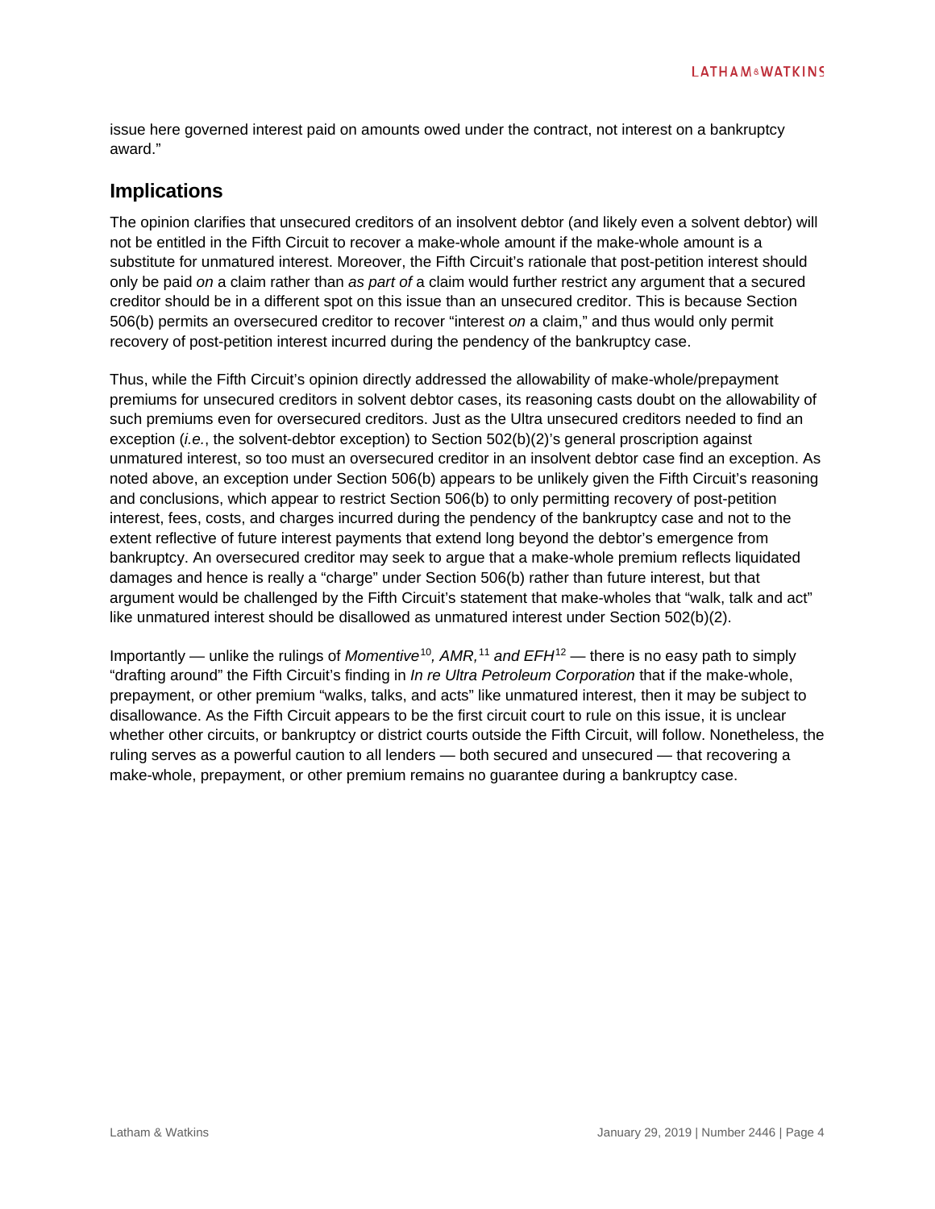issue here governed interest paid on amounts owed under the contract, not interest on a bankruptcy award."

## Implications

The opinion clarifies that unsecured creditors of an insolvent debtor (and likely even a solvent debtor) will not be entitled in the Fifth Circuit to recover a make-whole amount if the make-whole amount is a substitute for unmatured interest. Moreover, the Fifth Circuit's rationale that post-petition interest should only be paid *on* a claim rather than *as part of* a claim would further restrict any argument that a secured creditor should be in a different spot on this issue than an unsecured creditor. This is because Section 506(b) permits an oversecured creditor to recover "interest *on* a claim," and thus would only permit recovery of post-petition interest incurred during the pendency of the bankruptcy case.

Thus, while the Fifth Circuit's opinion directly addressed the allowability of make-whole/prepayment premiums for unsecured creditors in solvent debtor cases, its reasoning casts doubt on the allowability of such premiums even for oversecured creditors. Just as the Ultra unsecured creditors needed to find an exception (*i.e.*, the solvent-debtor exception) to Section 502(b)(2)'s general proscription against unmatured interest, so too must an oversecured creditor in an insolvent debtor case find an exception. As noted above, an exception under Section 506(b) appears to be unlikely given the Fifth Circuit's reasoning and conclusions, which appear to restrict Section 506(b) to only permitting recovery of post-petition interest, fees, costs, and charges incurred during the pendency of the bankruptcy case and not to the extent reflective of future interest payments that extend long beyond the debtor's emergence from bankruptcy. An oversecured creditor may seek to argue that a make-whole premium reflects liquidated damages and hence is really a "charge" under Section 506(b) rather than future interest, but that argument would be challenged by the Fifth Circuit's statement that make-wholes that "walk, talk and act" like unmatured interest should be disallowed as unmatured interest under Section 502(b)(2).

Importantly — unlike the rulings of *Momentive*[10]*, AMR,*[11] *and EFH*[12] — there is no easy path to simply "drafting around" the Fifth Circuit's finding in *In re Ultra Petroleum Corporation* that if the make-whole, prepayment, or other premium "walks, talks, and acts" like unmatured interest, then it may be subject to disallowance. As the Fifth Circuit appears to be the first circuit court to rule on this issue, it is unclear whether other circuits, or bankruptcy or district courts outside the Fifth Circuit, will follow. Nonetheless, the ruling serves as a powerful caution to all lenders — both secured and unsecured — that recovering a make-whole, prepayment, or other premium remains no guarantee during a bankruptcy case.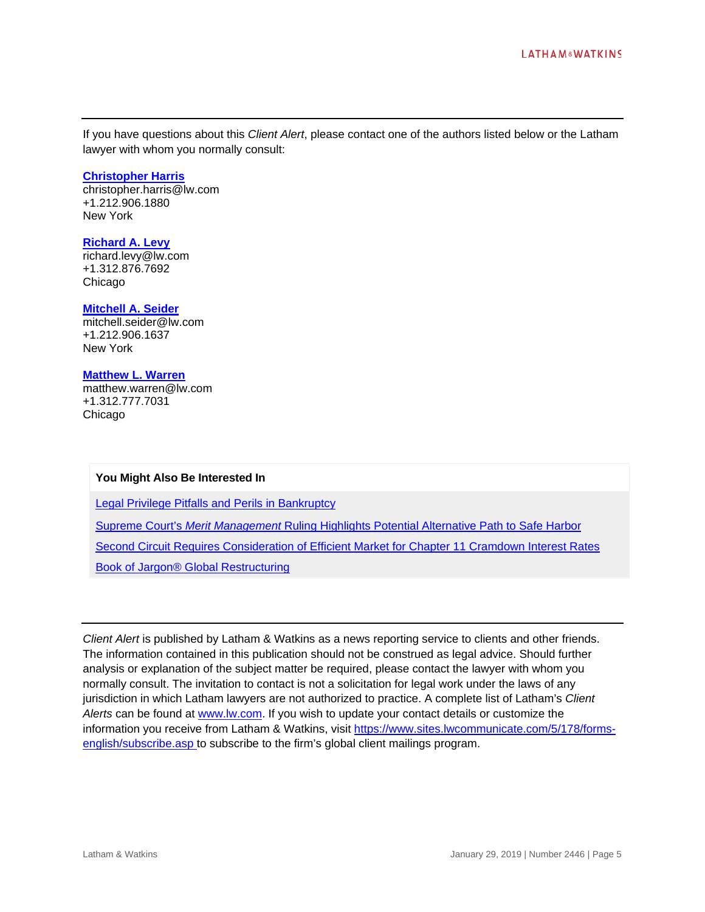If you have questions about this *Client Alert*, please contact one of the authors listed below or the Latham lawyer with whom you normally consult:

**Christopher Harris**
christopher.harris@lw.com
+1.212.906.1880
New York

**Richard A. Levy**
richard.levy@lw.com
+1.312.876.7692
Chicago

**Mitchell A. Seider**
mitchell.seider@lw.com
+1.212.906.1637
New York

**Matthew L. Warren**
matthew.warren@lw.com
+1.312.777.7031
Chicago

**You Might Also Be Interested In**

Legal Privilege Pitfalls and Perils in Bankruptcy

Supreme Court's *Merit Management* Ruling Highlights Potential Alternative Path to Safe Harbor

Second Circuit Requires Consideration of Efficient Market for Chapter 11 Cramdown Interest Rates

Book of Jargon® Global Restructuring

---

*Client Alert* is published by Latham & Watkins as a news reporting service to clients and other friends. The information contained in this publication should not be construed as legal advice. Should further analysis or explanation of the subject matter be required, please contact the lawyer with whom you normally consult. The invitation to contact is not a solicitation for legal work under the laws of any jurisdiction in which Latham lawyers are not authorized to practice. A complete list of Latham's *Client Alerts* can be found at www.lw.com. If you wish to update your contact details or customize the information you receive from Latham & Watkins, visit https://www.sites.lwcommunicate.com/5/178/forms-english/subscribe.asp to subscribe to the firm's global client mailings program.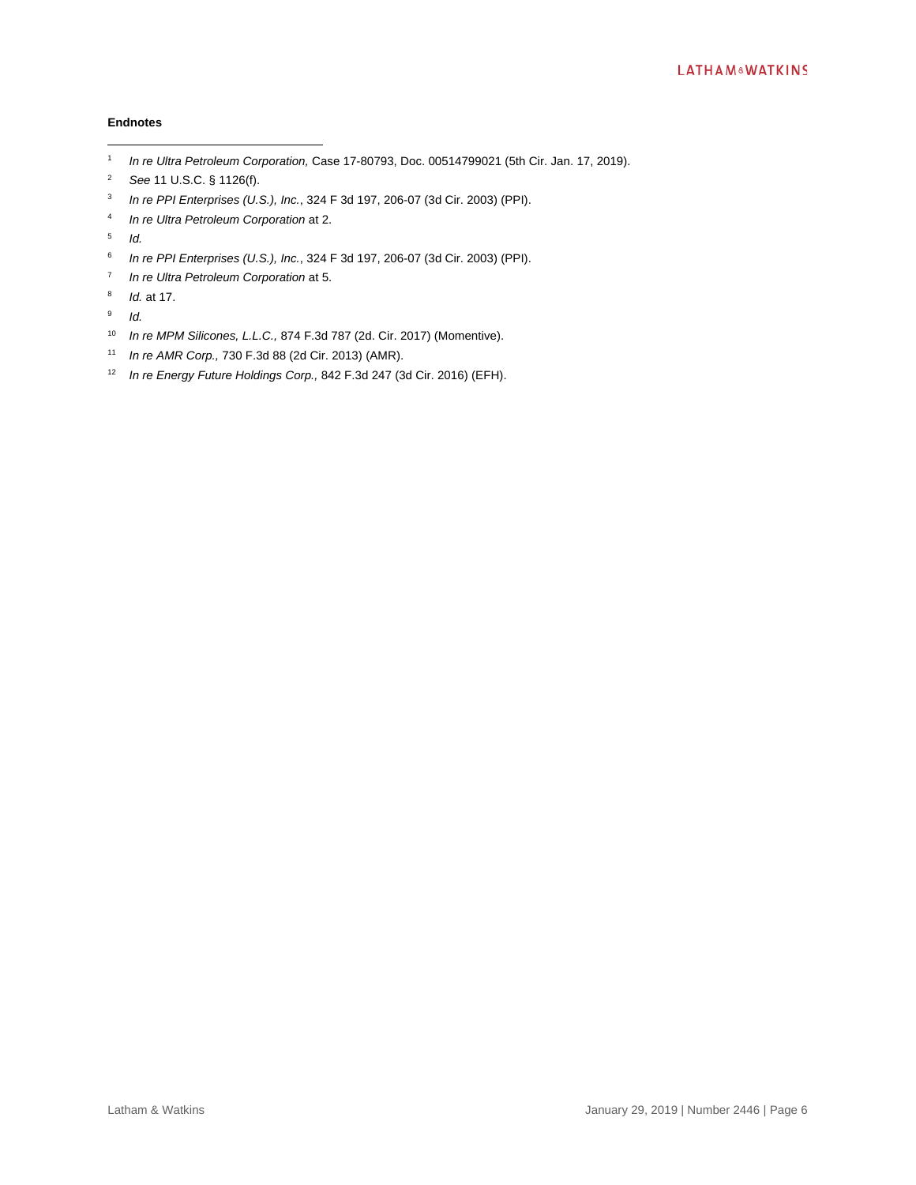**Endnotes**

1. *In re Ultra Petroleum Corporation,* Case 17-80793, Doc. 00514799021 (5th Cir. Jan. 17, 2019).
2. *See* 11 U.S.C. § 1126(f).
3. *In re PPI Enterprises (U.S.), Inc.*, 324 F 3d 197, 206-07 (3d Cir. 2003) (PPI).
4. *In re Ultra Petroleum Corporation* at 2.
5. *Id.*
6. *In re PPI Enterprises (U.S.), Inc.*, 324 F 3d 197, 206-07 (3d Cir. 2003) (PPI).
7. *In re Ultra Petroleum Corporation* at 5.
8. *Id.* at 17.
9. *Id.*
10. *In re MPM Silicones, L.L.C.,* 874 F.3d 787 (2d. Cir. 2017) (Momentive).
11. *In re AMR Corp.,* 730 F.3d 88 (2d Cir. 2013) (AMR).
12. *In re Energy Future Holdings Corp.,* 842 F.3d 247 (3d Cir. 2016) (EFH).